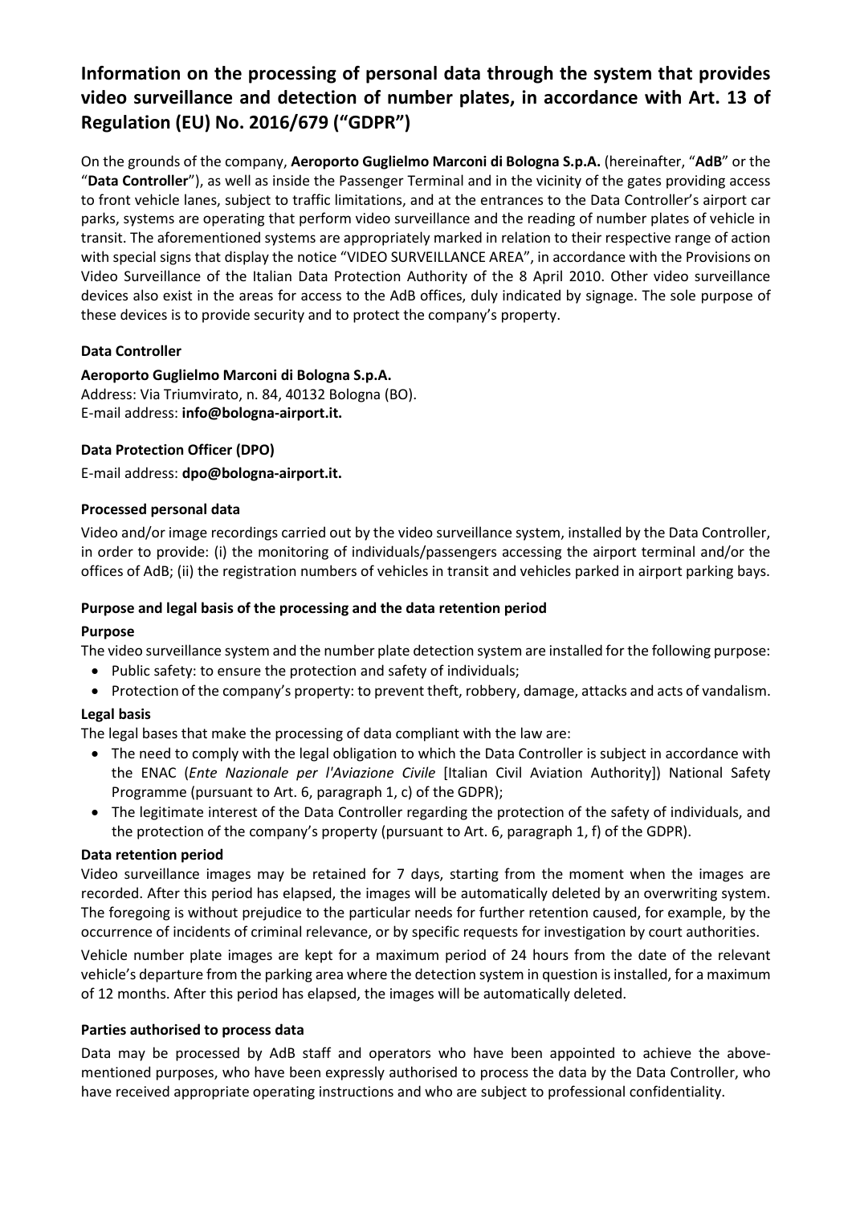# Information on the processing of personal data through the system that provides video surveillance and detection of number plates, in accordance with Art. 13 of Regulation (EU) No. 2016/679 ("GDPR")

On the grounds of the company, **Aeroporto Guglielmo Marconi di Bologna S.p.A.** (hereinafter, "**AdB**" or the "**Data Controller**"), as well as inside the Passenger Terminal and in the vicinity of the gates providing access to front vehicle lanes, subject to traffic limitations, and at the entrances to the Data Controller's airport car parks, systems are operating that perform video surveillance and the reading of number plates of vehicle in transit. The aforementioned systems are appropriately marked in relation to their respective range of action with special signs that display the notice "VIDEO SURVEILLANCE AREA", in accordance with the Provisions on Video Surveillance of the Italian Data Protection Authority of the 8 April 2010. Other video surveillance devices also exist in the areas for access to the AdB offices, duly indicated by signage. The sole purpose of these devices is to provide security and to protect the company's property.

### Data Controller

**Aeroporto Guglielmo Marconi di Bologna S.p.A.**
Address: Via Triumvirato, n. 84, 40132 Bologna (BO).
E-mail address: **info@bologna-airport.it.**

### Data Protection Officer (DPO)

E-mail address: **dpo@bologna-airport.it.**

### Processed personal data

Video and/or image recordings carried out by the video surveillance system, installed by the Data Controller, in order to provide: (i) the monitoring of individuals/passengers accessing the airport terminal and/or the offices of AdB; (ii) the registration numbers of vehicles in transit and vehicles parked in airport parking bays.

### Purpose and legal basis of the processing and the data retention period

#### Purpose

The video surveillance system and the number plate detection system are installed for the following purpose:

- Public safety: to ensure the protection and safety of individuals;
- Protection of the company's property: to prevent theft, robbery, damage, attacks and acts of vandalism.

#### Legal basis

The legal bases that make the processing of data compliant with the law are:

- The need to comply with the legal obligation to which the Data Controller is subject in accordance with the ENAC (*Ente Nazionale per l'Aviazione Civile* [Italian Civil Aviation Authority]) National Safety Programme (pursuant to Art. 6, paragraph 1, c) of the GDPR);
- The legitimate interest of the Data Controller regarding the protection of the safety of individuals, and the protection of the company's property (pursuant to Art. 6, paragraph 1, f) of the GDPR).

#### Data retention period

Video surveillance images may be retained for 7 days, starting from the moment when the images are recorded. After this period has elapsed, the images will be automatically deleted by an overwriting system. The foregoing is without prejudice to the particular needs for further retention caused, for example, by the occurrence of incidents of criminal relevance, or by specific requests for investigation by court authorities.

Vehicle number plate images are kept for a maximum period of 24 hours from the date of the relevant vehicle's departure from the parking area where the detection system in question is installed, for a maximum of 12 months. After this period has elapsed, the images will be automatically deleted.

### Parties authorised to process data

Data may be processed by AdB staff and operators who have been appointed to achieve the above-mentioned purposes, who have been expressly authorised to process the data by the Data Controller, who have received appropriate operating instructions and who are subject to professional confidentiality.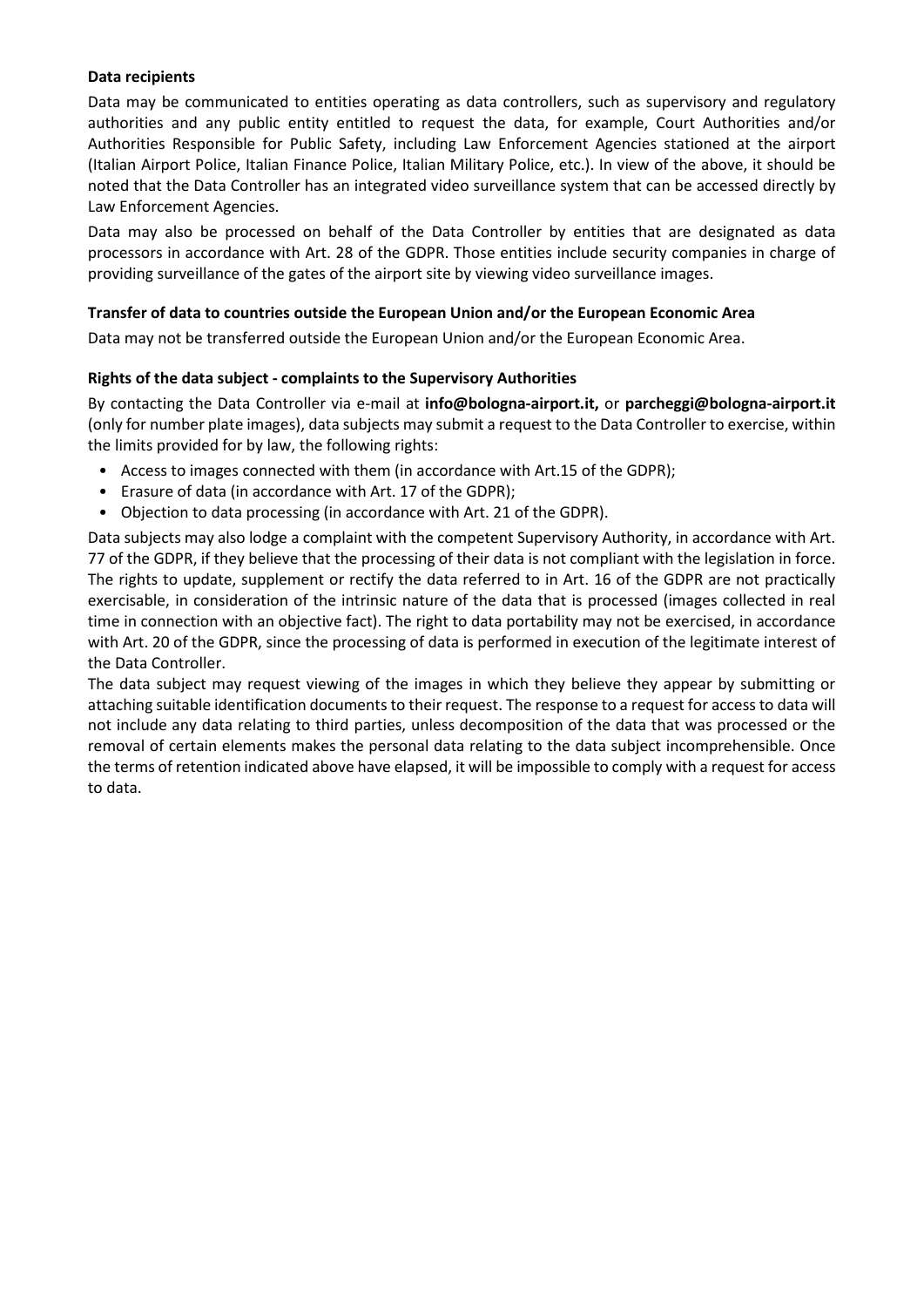**Data recipients**

Data may be communicated to entities operating as data controllers, such as supervisory and regulatory authorities and any public entity entitled to request the data, for example, Court Authorities and/or Authorities Responsible for Public Safety, including Law Enforcement Agencies stationed at the airport (Italian Airport Police, Italian Finance Police, Italian Military Police, etc.). In view of the above, it should be noted that the Data Controller has an integrated video surveillance system that can be accessed directly by Law Enforcement Agencies.

Data may also be processed on behalf of the Data Controller by entities that are designated as data processors in accordance with Art. 28 of the GDPR. Those entities include security companies in charge of providing surveillance of the gates of the airport site by viewing video surveillance images.

**Transfer of data to countries outside the European Union and/or the European Economic Area**

Data may not be transferred outside the European Union and/or the European Economic Area.

**Rights of the data subject - complaints to the Supervisory Authorities**

By contacting the Data Controller via e-mail at **info@bologna-airport.it,** or **parcheggi@bologna-airport.it** (only for number plate images), data subjects may submit a request to the Data Controller to exercise, within the limits provided for by law, the following rights:

- Access to images connected with them (in accordance with Art.15 of the GDPR);
- Erasure of data (in accordance with Art. 17 of the GDPR);
- Objection to data processing (in accordance with Art. 21 of the GDPR).

Data subjects may also lodge a complaint with the competent Supervisory Authority, in accordance with Art. 77 of the GDPR, if they believe that the processing of their data is not compliant with the legislation in force. The rights to update, supplement or rectify the data referred to in Art. 16 of the GDPR are not practically exercisable, in consideration of the intrinsic nature of the data that is processed (images collected in real time in connection with an objective fact). The right to data portability may not be exercised, in accordance with Art. 20 of the GDPR, since the processing of data is performed in execution of the legitimate interest of the Data Controller.

The data subject may request viewing of the images in which they believe they appear by submitting or attaching suitable identification documents to their request. The response to a request for access to data will not include any data relating to third parties, unless decomposition of the data that was processed or the removal of certain elements makes the personal data relating to the data subject incomprehensible. Once the terms of retention indicated above have elapsed, it will be impossible to comply with a request for access to data.